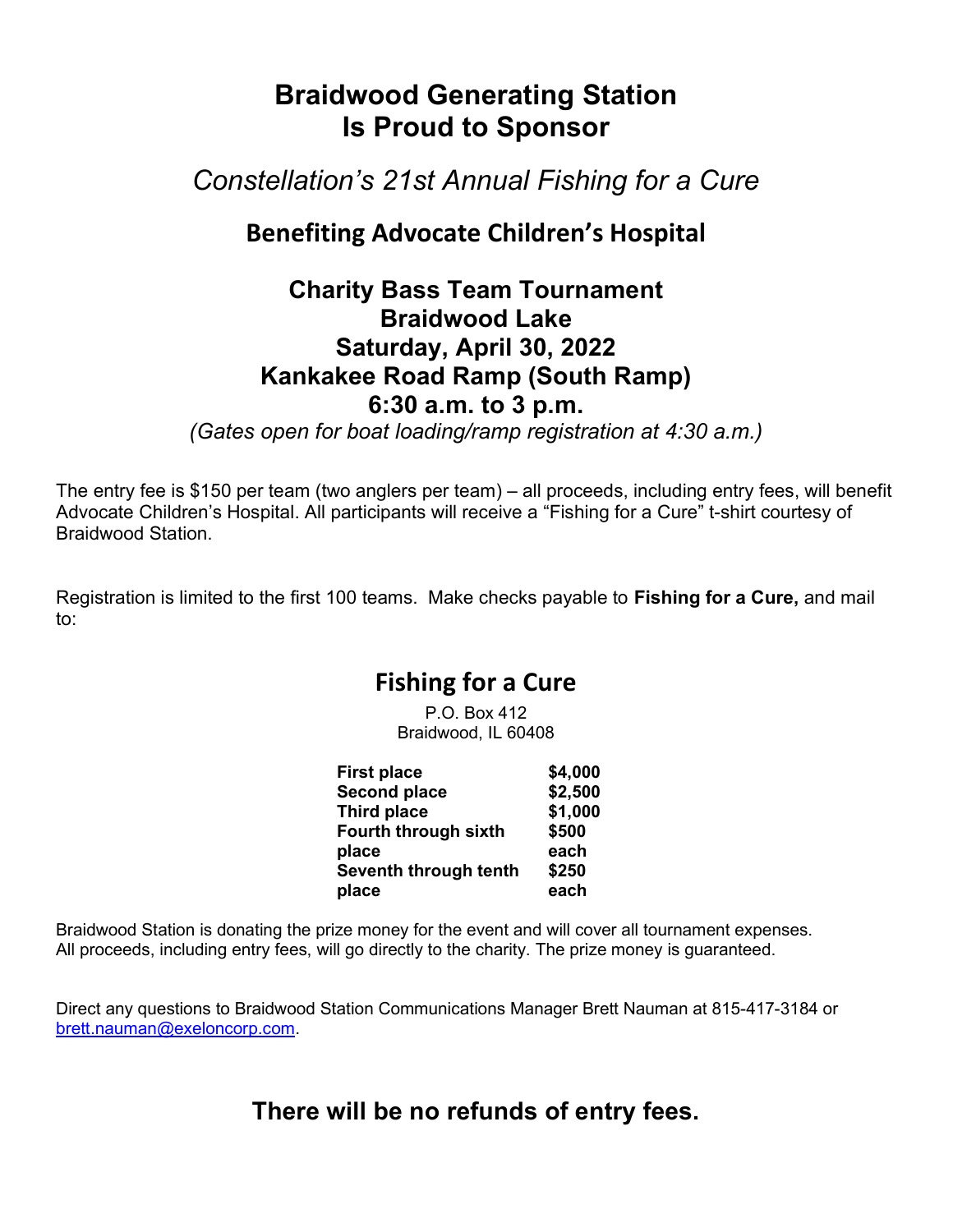# Braidwood Generating Station
# Is Proud to Sponsor

## *Constellation's 21st Annual Fishing for a Cure*

### Benefiting Advocate Children's Hospital

### Charity Bass Team Tournament
### Braidwood Lake
### Saturday, April 30, 2022
### Kankakee Road Ramp (South Ramp)
### 6:30 a.m. to 3 p.m.

*(Gates open for boat loading/ramp registration at 4:30 a.m.)*

The entry fee is $150 per team (two anglers per team) – all proceeds, including entry fees, will benefit Advocate Children's Hospital. All participants will receive a "Fishing for a Cure" t-shirt courtesy of Braidwood Station.

Registration is limited to the first 100 teams. Make checks payable to **Fishing for a Cure,** and mail to:

## Fishing for a Cure

P.O. Box 412
Braidwood, IL 60408

| | |
|---|---|
| **First place** | **$4,000** |
| **Second place** | **$2,500** |
| **Third place** | **$1,000** |
| **Fourth through sixth place** | **$500 each** |
| **Seventh through tenth place** | **$250 each** |

Braidwood Station is donating the prize money for the event and will cover all tournament expenses. All proceeds, including entry fees, will go directly to the charity. The prize money is guaranteed.

Direct any questions to Braidwood Station Communications Manager Brett Nauman at 815-417-3184 or brett.nauman@exeloncorp.com.

## There will be no refunds of entry fees.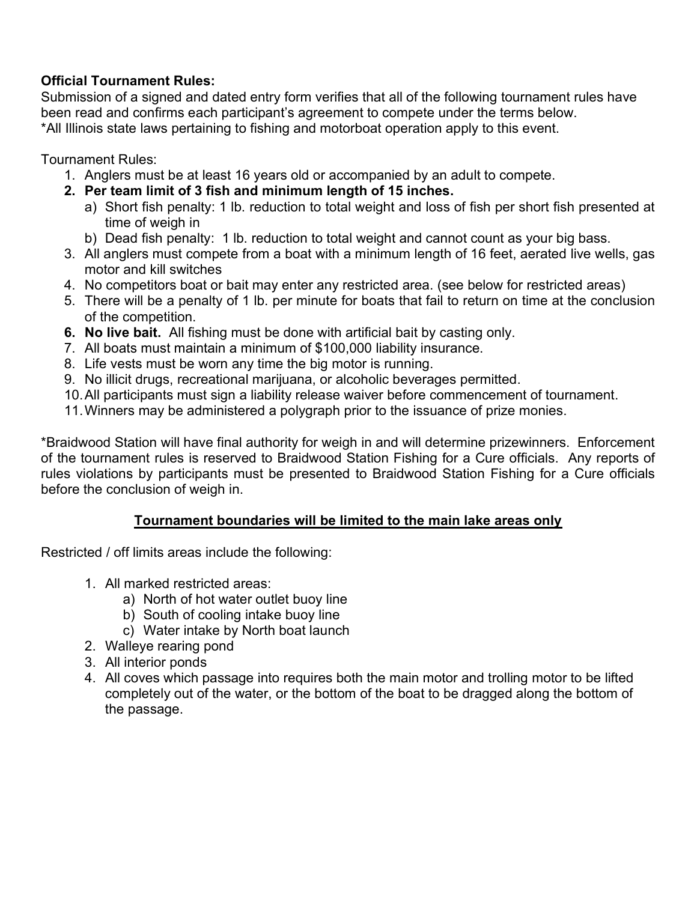**Official Tournament Rules:**
Submission of a signed and dated entry form verifies that all of the following tournament rules have been read and confirms each participant's agreement to compete under the terms below.
*All Illinois state laws pertaining to fishing and motorboat operation apply to this event.

Tournament Rules:

1. Anglers must be at least 16 years old or accompanied by an adult to compete.
2. **Per team limit of 3 fish and minimum length of 15 inches.**
   a) Short fish penalty: 1 lb. reduction to total weight and loss of fish per short fish presented at time of weigh in
   b) Dead fish penalty: 1 lb. reduction to total weight and cannot count as your big bass.
3. All anglers must compete from a boat with a minimum length of 16 feet, aerated live wells, gas motor and kill switches
4. No competitors boat or bait may enter any restricted area. (see below for restricted areas)
5. There will be a penalty of 1 lb. per minute for boats that fail to return on time at the conclusion of the competition.
6. **No live bait.** All fishing must be done with artificial bait by casting only.
7. All boats must maintain a minimum of $100,000 liability insurance.
8. Life vests must be worn any time the big motor is running.
9. No illicit drugs, recreational marijuana, or alcoholic beverages permitted.
10. All participants must sign a liability release waiver before commencement of tournament.
11. Winners may be administered a polygraph prior to the issuance of prize monies.

*Braidwood Station will have final authority for weigh in and will determine prizewinners. Enforcement of the tournament rules is reserved to Braidwood Station Fishing for a Cure officials. Any reports of rules violations by participants must be presented to Braidwood Station Fishing for a Cure officials before the conclusion of weigh in.

**<u>Tournament boundaries will be limited to the main lake areas only</u>**

Restricted / off limits areas include the following:

1. All marked restricted areas:
   a) North of hot water outlet buoy line
   b) South of cooling intake buoy line
   c) Water intake by North boat launch
2. Walleye rearing pond
3. All interior ponds
4. All coves which passage into requires both the main motor and trolling motor to be lifted completely out of the water, or the bottom of the boat to be dragged along the bottom of the passage.